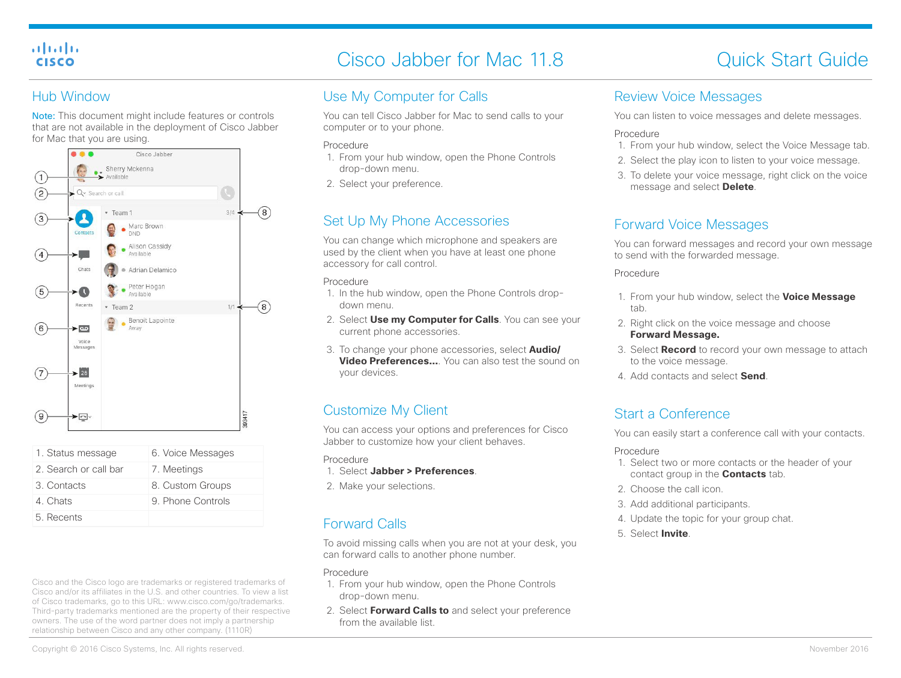# Cisco Jabber for Mac 11.8 — Quick Start Guide

## Hub Window

Note: This document might include features or controls that are not available in the deployment of Cisco Jabber for Mac that you are using.

| | |
|---|---|
| 1. Status message | 6. Voice Messages |
| 2. Search or call bar | 7. Meetings |
| 3. Contacts | 8. Custom Groups |
| 4. Chats | 9. Phone Controls |
| 5. Recents | |

Cisco and the Cisco logo are trademarks or registered trademarks of Cisco and/or its affiliates in the U.S. and other countries. To view a list of Cisco trademarks, go to this URL: www.cisco.com/go/trademarks. Third-party trademarks mentioned are the property of their respective owners. The use of the word partner does not imply a partnership relationship between Cisco and any other company. (1110R)

## Use My Computer for Calls

You can tell Cisco Jabber for Mac to send calls to your computer or to your phone.

Procedure

1. From your hub window, open the Phone Controls drop-down menu.
2. Select your preference.

## Set Up My Phone Accessories

You can change which microphone and speakers are used by the client when you have at least one phone accessory for call control.

Procedure

1. In the hub window, open the Phone Controls drop-down menu.
2. Select **Use my Computer for Calls**. You can see your current phone accessories.
3. To change your phone accessories, select **Audio/ Video Preferences...**. You can also test the sound on your devices.

## Customize My Client

You can access your options and preferences for Cisco Jabber to customize how your client behaves.

Procedure

1. Select **Jabber > Preferences**.
2. Make your selections.

## Forward Calls

To avoid missing calls when you are not at your desk, you can forward calls to another phone number.

Procedure

1. From your hub window, open the Phone Controls drop-down menu.
2. Select **Forward Calls to** and select your preference from the available list.

## Review Voice Messages

You can listen to voice messages and delete messages.

Procedure

1. From your hub window, select the Voice Message tab.
2. Select the play icon to listen to your voice message.
3. To delete your voice message, right click on the voice message and select **Delete**.

## Forward Voice Messages

You can forward messages and record your own message to send with the forwarded message.

Procedure

1. From your hub window, select the **Voice Message** tab.
2. Right click on the voice message and choose **Forward Message.**
3. Select **Record** to record your own message to attach to the voice message.
4. Add contacts and select **Send**.

## Start a Conference

You can easily start a conference call with your contacts.

Procedure

1. Select two or more contacts or the header of your contact group in the **Contacts** tab.
2. Choose the call icon.
3. Add additional participants.
4. Update the topic for your group chat.
5. Select **Invite**.

Copyright © 2016 Cisco Systems, Inc. All rights reserved.

November 2016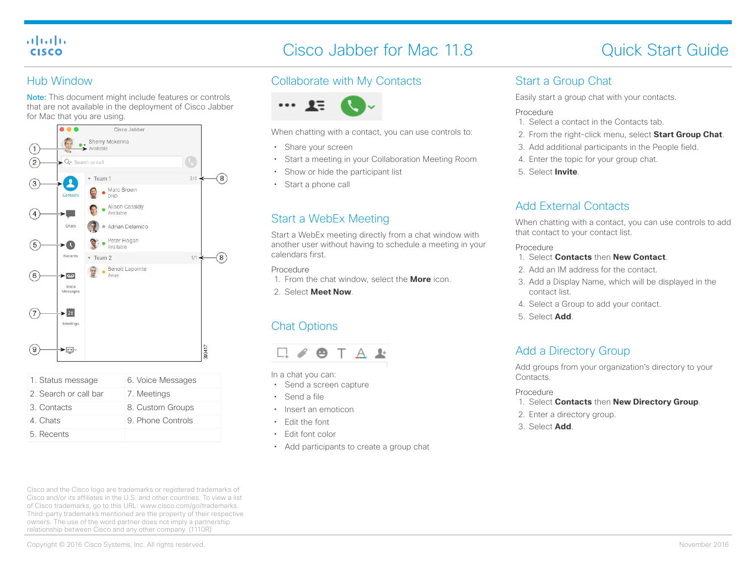# Cisco Jabber for Mac 11.8 — Quick Start Guide

## Hub Window

Note: This document might include features or controls that are not available in the deployment of Cisco Jabber for Mac that you are using.

| | |
|---|---|
| 1. Status message | 6. Voice Messages |
| 2. Search or call bar | 7. Meetings |
| 3. Contacts | 8. Custom Groups |
| 4. Chats | 9. Phone Controls |
| 5. Recents | |

## Collaborate with My Contacts

When chatting with a contact, you can use controls to:

- Share your screen
- Start a meeting in your Collaboration Meeting Room
- Show or hide the participant list
- Start a phone call

## Start a WebEx Meeting

Start a WebEx meeting directly from a chat window with another user without having to schedule a meeting in your calendars first.

Procedure

1. From the chat window, select the **More** icon.
2. Select **Meet Now**.

## Chat Options

In a chat you can:

- Send a screen capture
- Send a file
- Insert an emoticon
- Edit the font
- Edit font color
- Add participants to create a group chat

## Start a Group Chat

Easily start a group chat with your contacts.

Procedure

1. Select a contact in the Contacts tab.
2. From the right-click menu, select **Start Group Chat**.
3. Add additional participants in the People field.
4. Enter the topic for your group chat.
5. Select **Invite**.

## Add External Contacts

When chatting with a contact, you can use controls to add that contact to your contact list.

Procedure

1. Select **Contacts** then **New Contact**.
2. Add an IM address for the contact.
3. Add a Display Name, which will be displayed in the contact list.
4. Select a Group to add your contact.
5. Select **Add**.

## Add a Directory Group

Add groups from your organization's directory to your Contacts.

Procedure

1. Select **Contacts** then **New Directory Group**.
2. Enter a directory group.
3. Select **Add**.

Cisco and the Cisco logo are trademarks or registered trademarks of Cisco and/or its affiliates in the U.S. and other countries. To view a list of Cisco trademarks, go to this URL: www.cisco.com/go/trademarks. Third-party trademarks mentioned are the property of their respective owners. The use of the word partner does not imply a partnership relationship between Cisco and any other company. (1110R)

Copyright © 2016 Cisco Systems, Inc. All rights reserved.

November 2016